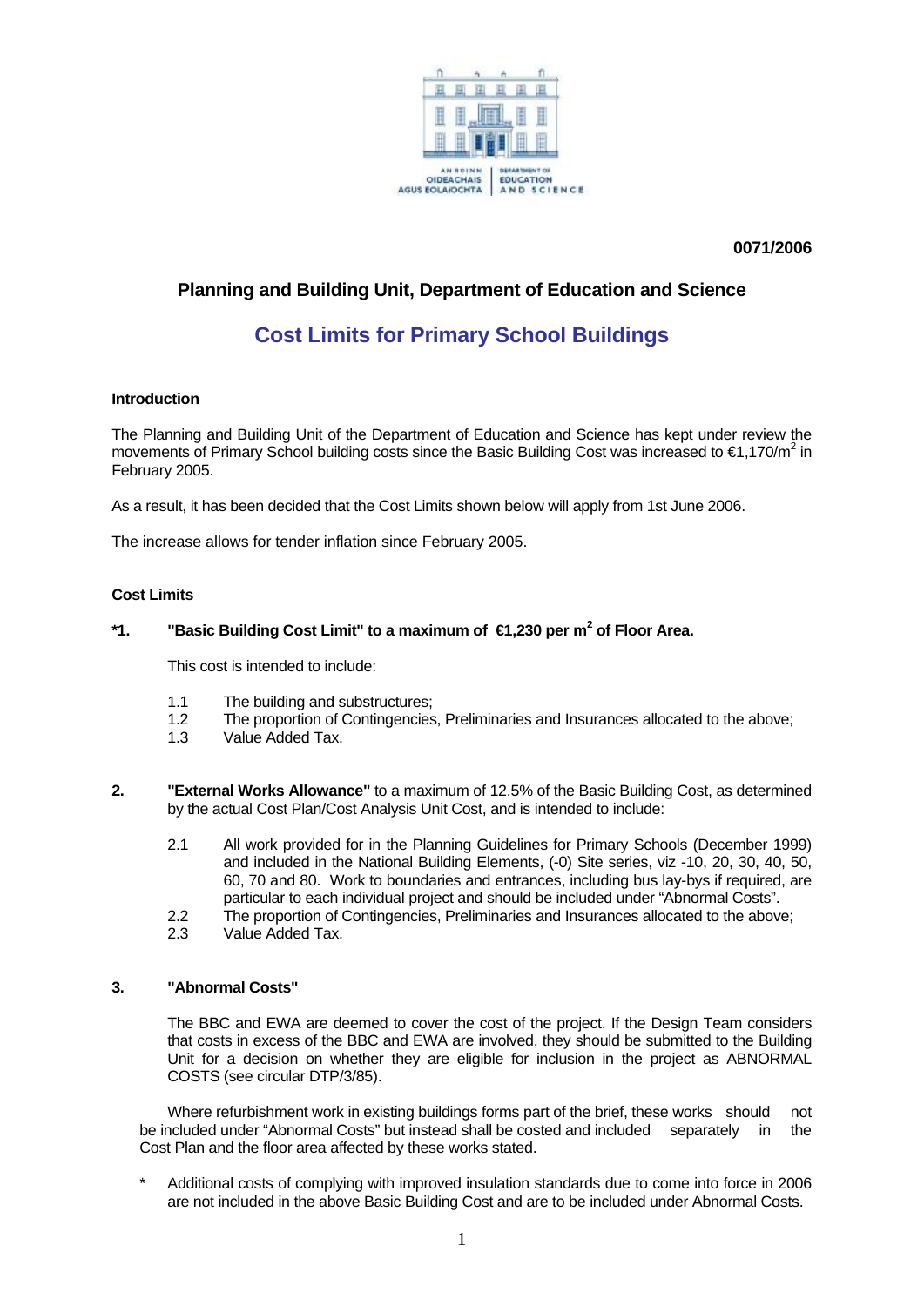0071/2006

# Planning and Building Unit, Department of Education and Science

## Cost Limits for Primary School Buildings

### Introduction

The Planning and Building Unit of the Department of Education and Science has kept under review the movements of Primary School building costs since the Basic Building Cost was increased to €1,170/$m^2$ in February 2005.

As a result, it has been decided that the Cost Limits shown below will apply from 1st June 2006.

The increase allows for tender inflation since February 2005.

### Cost Limits

**\*1. "Basic Building Cost Limit" to a maximum of €1,230 per $m^2$ of Floor Area.**

This cost is intended to include:

1.1 The building and substructures;
1.2 The proportion of Contingencies, Preliminaries and Insurances allocated to the above;
1.3 Value Added Tax.

**2. "External Works Allowance"** to a maximum of 12.5% of the Basic Building Cost, as determined by the actual Cost Plan/Cost Analysis Unit Cost, and is intended to include:

2.1 All work provided for in the Planning Guidelines for Primary Schools (December 1999) and included in the National Building Elements, (-0) Site series, viz -10, 20, 30, 40, 50, 60, 70 and 80. Work to boundaries and entrances, including bus lay-bys if required, are particular to each individual project and should be included under "Abnormal Costs".
2.2 The proportion of Contingencies, Preliminaries and Insurances allocated to the above;
2.3 Value Added Tax.

**3. "Abnormal Costs"**

The BBC and EWA are deemed to cover the cost of the project. If the Design Team considers that costs in excess of the BBC and EWA are involved, they should be submitted to the Building Unit for a decision on whether they are eligible for inclusion in the project as ABNORMAL COSTS (see circular DTP/3/85).

Where refurbishment work in existing buildings forms part of the brief, these works should not be included under "Abnormal Costs" but instead shall be costed and included separately in the Cost Plan and the floor area affected by these works stated.

\* Additional costs of complying with improved insulation standards due to come into force in 2006 are not included in the above Basic Building Cost and are to be included under Abnormal Costs.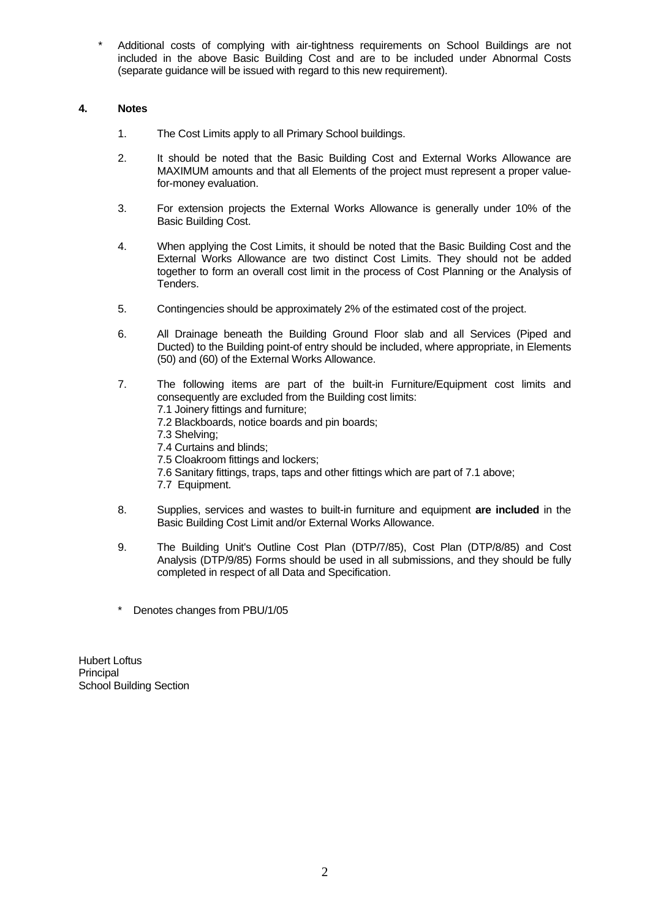\* Additional costs of complying with air-tightness requirements on School Buildings are not included in the above Basic Building Cost and are to be included under Abnormal Costs (separate guidance will be issued with regard to this new requirement).

## 4. Notes

1. The Cost Limits apply to all Primary School buildings.

2. It should be noted that the Basic Building Cost and External Works Allowance are MAXIMUM amounts and that all Elements of the project must represent a proper value-for-money evaluation.

3. For extension projects the External Works Allowance is generally under 10% of the Basic Building Cost.

4. When applying the Cost Limits, it should be noted that the Basic Building Cost and the External Works Allowance are two distinct Cost Limits. They should not be added together to form an overall cost limit in the process of Cost Planning or the Analysis of Tenders.

5. Contingencies should be approximately 2% of the estimated cost of the project.

6. All Drainage beneath the Building Ground Floor slab and all Services (Piped and Ducted) to the Building point-of entry should be included, where appropriate, in Elements (50) and (60) of the External Works Allowance.

7. The following items are part of the built-in Furniture/Equipment cost limits and consequently are excluded from the Building cost limits:
   7.1 Joinery fittings and furniture;
   7.2 Blackboards, notice boards and pin boards;
   7.3 Shelving;
   7.4 Curtains and blinds;
   7.5 Cloakroom fittings and lockers;
   7.6 Sanitary fittings, traps, taps and other fittings which are part of 7.1 above;
   7.7 Equipment.

8. Supplies, services and wastes to built-in furniture and equipment **are included** in the Basic Building Cost Limit and/or External Works Allowance.

9. The Building Unit's Outline Cost Plan (DTP/7/85), Cost Plan (DTP/8/85) and Cost Analysis (DTP/9/85) Forms should be used in all submissions, and they should be fully completed in respect of all Data and Specification.

\* Denotes changes from PBU/1/05

Hubert Loftus
Principal
School Building Section